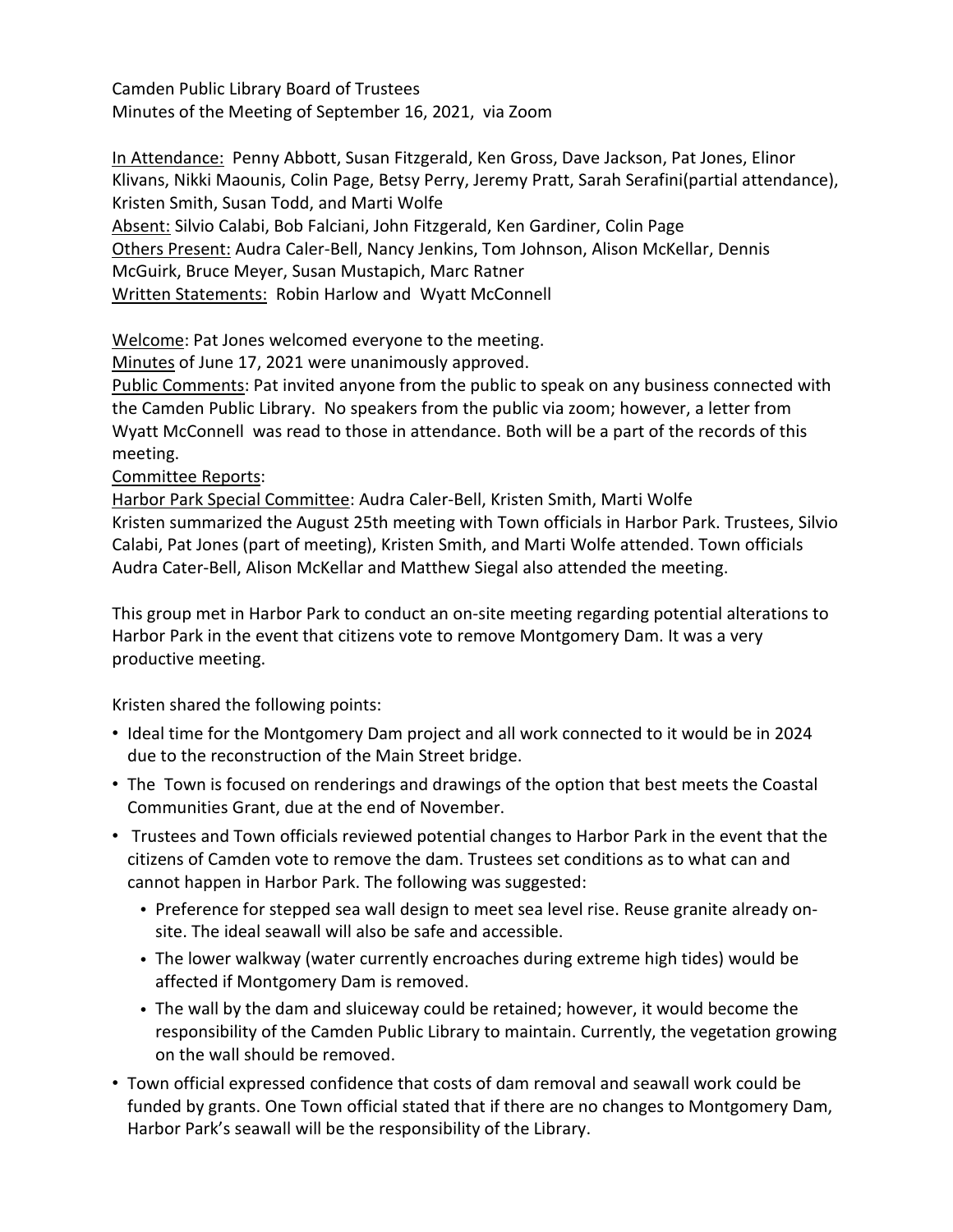Camden Public Library Board of Trustees
Minutes of the Meeting of September 16, 2021, via Zoom

In Attendance: Penny Abbott, Susan Fitzgerald, Ken Gross, Dave Jackson, Pat Jones, Elinor Klivans, Nikki Maounis, Colin Page, Betsy Perry, Jeremy Pratt, Sarah Serafini(partial attendance), Kristen Smith, Susan Todd, and Marti Wolfe
Absent: Silvio Calabi, Bob Falciani, John Fitzgerald, Ken Gardiner, Colin Page
Others Present: Audra Caler-Bell, Nancy Jenkins, Tom Johnson, Alison McKellar, Dennis McGuirk, Bruce Meyer, Susan Mustapich, Marc Ratner
Written Statements: Robin Harlow and Wyatt McConnell

Welcome: Pat Jones welcomed everyone to the meeting.
Minutes of June 17, 2021 were unanimously approved.
Public Comments: Pat invited anyone from the public to speak on any business connected with the Camden Public Library. No speakers from the public via zoom; however, a letter from Wyatt McConnell was read to those in attendance. Both will be a part of the records of this meeting.
Committee Reports:
Harbor Park Special Committee: Audra Caler-Bell, Kristen Smith, Marti Wolfe
Kristen summarized the August 25th meeting with Town officials in Harbor Park. Trustees, Silvio Calabi, Pat Jones (part of meeting), Kristen Smith, and Marti Wolfe attended. Town officials Audra Cater-Bell, Alison McKellar and Matthew Siegal also attended the meeting.

This group met in Harbor Park to conduct an on-site meeting regarding potential alterations to Harbor Park in the event that citizens vote to remove Montgomery Dam. It was a very productive meeting.

Kristen shared the following points:

- Ideal time for the Montgomery Dam project and all work connected to it would be in 2024 due to the reconstruction of the Main Street bridge.
- The Town is focused on renderings and drawings of the option that best meets the Coastal Communities Grant, due at the end of November.
- Trustees and Town officials reviewed potential changes to Harbor Park in the event that the citizens of Camden vote to remove the dam. Trustees set conditions as to what can and cannot happen in Harbor Park. The following was suggested:
  - Preference for stepped sea wall design to meet sea level rise. Reuse granite already on-site. The ideal seawall will also be safe and accessible.
  - The lower walkway (water currently encroaches during extreme high tides) would be affected if Montgomery Dam is removed.
  - The wall by the dam and sluiceway could be retained; however, it would become the responsibility of the Camden Public Library to maintain. Currently, the vegetation growing on the wall should be removed.
- Town official expressed confidence that costs of dam removal and seawall work could be funded by grants. One Town official stated that if there are no changes to Montgomery Dam, Harbor Park's seawall will be the responsibility of the Library.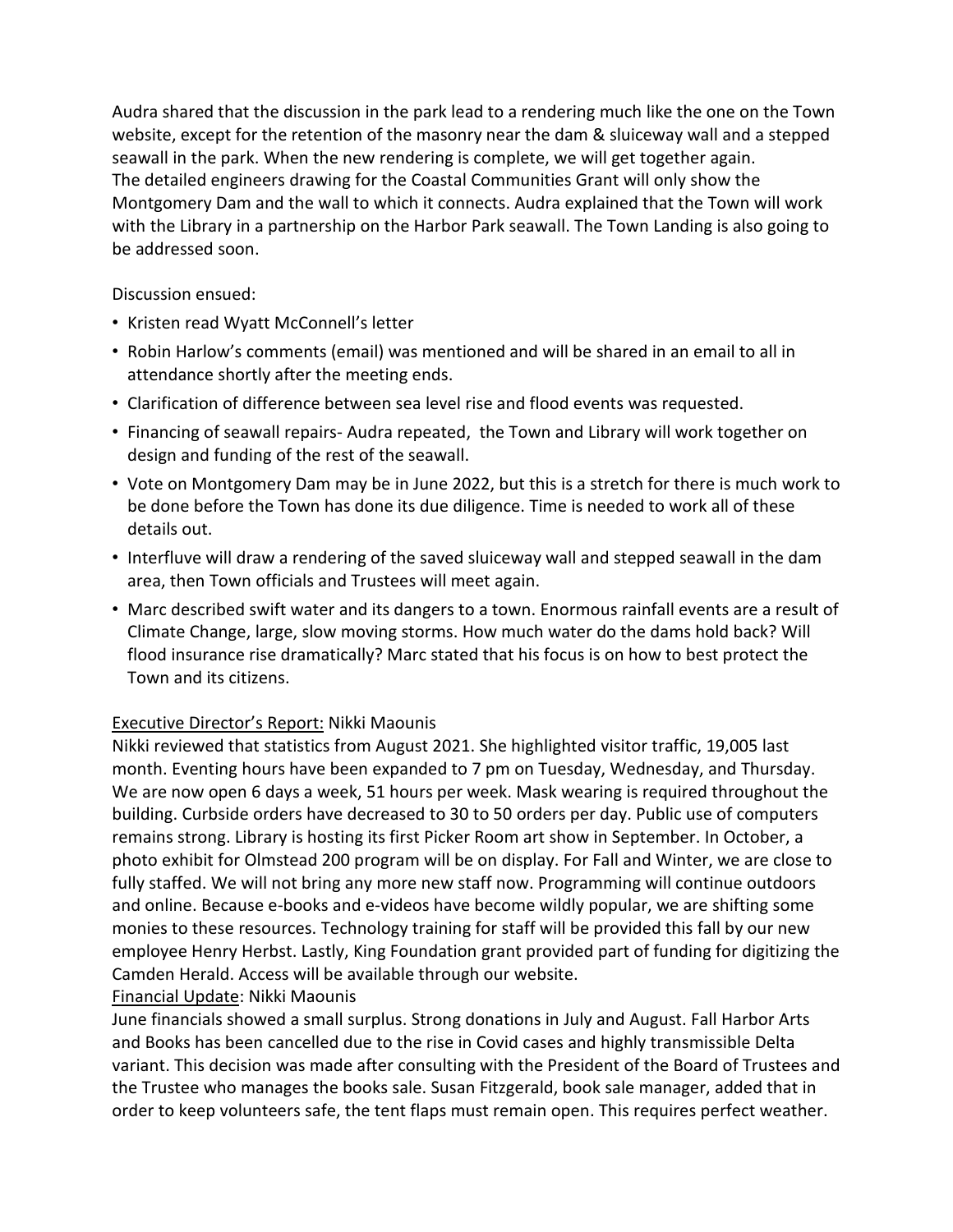Audra shared that the discussion in the park lead to a rendering much like the one on the Town website, except for the retention of the masonry near the dam & sluiceway wall and a stepped seawall in the park. When the new rendering is complete, we will get together again. The detailed engineers drawing for the Coastal Communities Grant will only show the Montgomery Dam and the wall to which it connects. Audra explained that the Town will work with the Library in a partnership on the Harbor Park seawall. The Town Landing is also going to be addressed soon.

Discussion ensued:

- Kristen read Wyatt McConnell's letter
- Robin Harlow's comments (email) was mentioned and will be shared in an email to all in attendance shortly after the meeting ends.
- Clarification of difference between sea level rise and flood events was requested.
- Financing of seawall repairs- Audra repeated, the Town and Library will work together on design and funding of the rest of the seawall.
- Vote on Montgomery Dam may be in June 2022, but this is a stretch for there is much work to be done before the Town has done its due diligence. Time is needed to work all of these details out.
- Interfluve will draw a rendering of the saved sluiceway wall and stepped seawall in the dam area, then Town officials and Trustees will meet again.
- Marc described swift water and its dangers to a town. Enormous rainfall events are a result of Climate Change, large, slow moving storms. How much water do the dams hold back? Will flood insurance rise dramatically? Marc stated that his focus is on how to best protect the Town and its citizens.

<u>Executive Director's Report:</u> Nikki Maounis

Nikki reviewed that statistics from August 2021. She highlighted visitor traffic, 19,005 last month. Eventing hours have been expanded to 7 pm on Tuesday, Wednesday, and Thursday. We are now open 6 days a week, 51 hours per week. Mask wearing is required throughout the building. Curbside orders have decreased to 30 to 50 orders per day. Public use of computers remains strong. Library is hosting its first Picker Room art show in September. In October, a photo exhibit for Olmstead 200 program will be on display. For Fall and Winter, we are close to fully staffed. We will not bring any more new staff now. Programming will continue outdoors and online. Because e-books and e-videos have become wildly popular, we are shifting some monies to these resources. Technology training for staff will be provided this fall by our new employee Henry Herbst. Lastly, King Foundation grant provided part of funding for digitizing the Camden Herald. Access will be available through our website.

<u>Financial Update</u>: Nikki Maounis

June financials showed a small surplus. Strong donations in July and August. Fall Harbor Arts and Books has been cancelled due to the rise in Covid cases and highly transmissible Delta variant. This decision was made after consulting with the President of the Board of Trustees and the Trustee who manages the books sale. Susan Fitzgerald, book sale manager, added that in order to keep volunteers safe, the tent flaps must remain open. This requires perfect weather.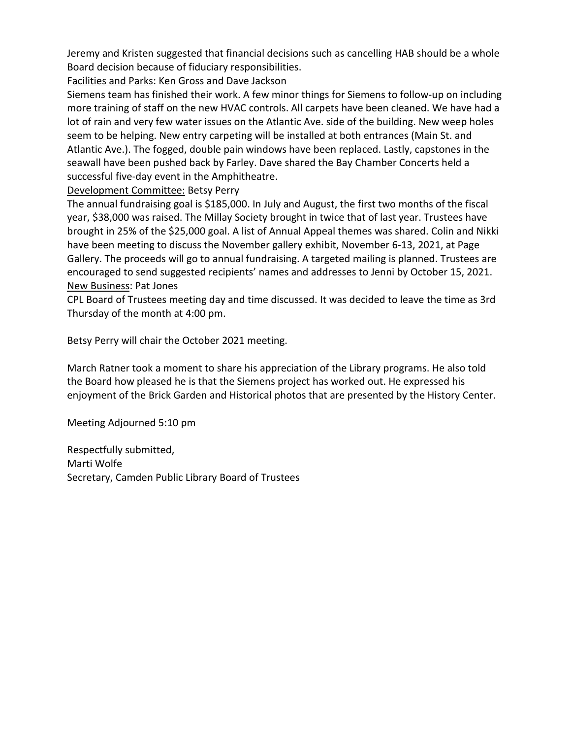Jeremy and Kristen suggested that financial decisions such as cancelling HAB should be a whole Board decision because of fiduciary responsibilities.

<u>Facilities and Parks</u>: Ken Gross and Dave Jackson

Siemens team has finished their work. A few minor things for Siemens to follow-up on including more training of staff on the new HVAC controls. All carpets have been cleaned. We have had a lot of rain and very few water issues on the Atlantic Ave. side of the building. New weep holes seem to be helping. New entry carpeting will be installed at both entrances (Main St. and Atlantic Ave.). The fogged, double pain windows have been replaced. Lastly, capstones in the seawall have been pushed back by Farley. Dave shared the Bay Chamber Concerts held a successful five-day event in the Amphitheatre.

<u>Development Committee:</u> Betsy Perry

The annual fundraising goal is $185,000. In July and August, the first two months of the fiscal year, $38,000 was raised. The Millay Society brought in twice that of last year. Trustees have brought in 25% of the $25,000 goal. A list of Annual Appeal themes was shared. Colin and Nikki have been meeting to discuss the November gallery exhibit, November 6-13, 2021, at Page Gallery. The proceeds will go to annual fundraising. A targeted mailing is planned. Trustees are encouraged to send suggested recipients' names and addresses to Jenni by October 15, 2021.

<u>New Business</u>: Pat Jones

CPL Board of Trustees meeting day and time discussed. It was decided to leave the time as 3rd Thursday of the month at 4:00 pm.

Betsy Perry will chair the October 2021 meeting.

March Ratner took a moment to share his appreciation of the Library programs. He also told the Board how pleased he is that the Siemens project has worked out. He expressed his enjoyment of the Brick Garden and Historical photos that are presented by the History Center.

Meeting Adjourned 5:10 pm

Respectfully submitted,
Marti Wolfe
Secretary, Camden Public Library Board of Trustees